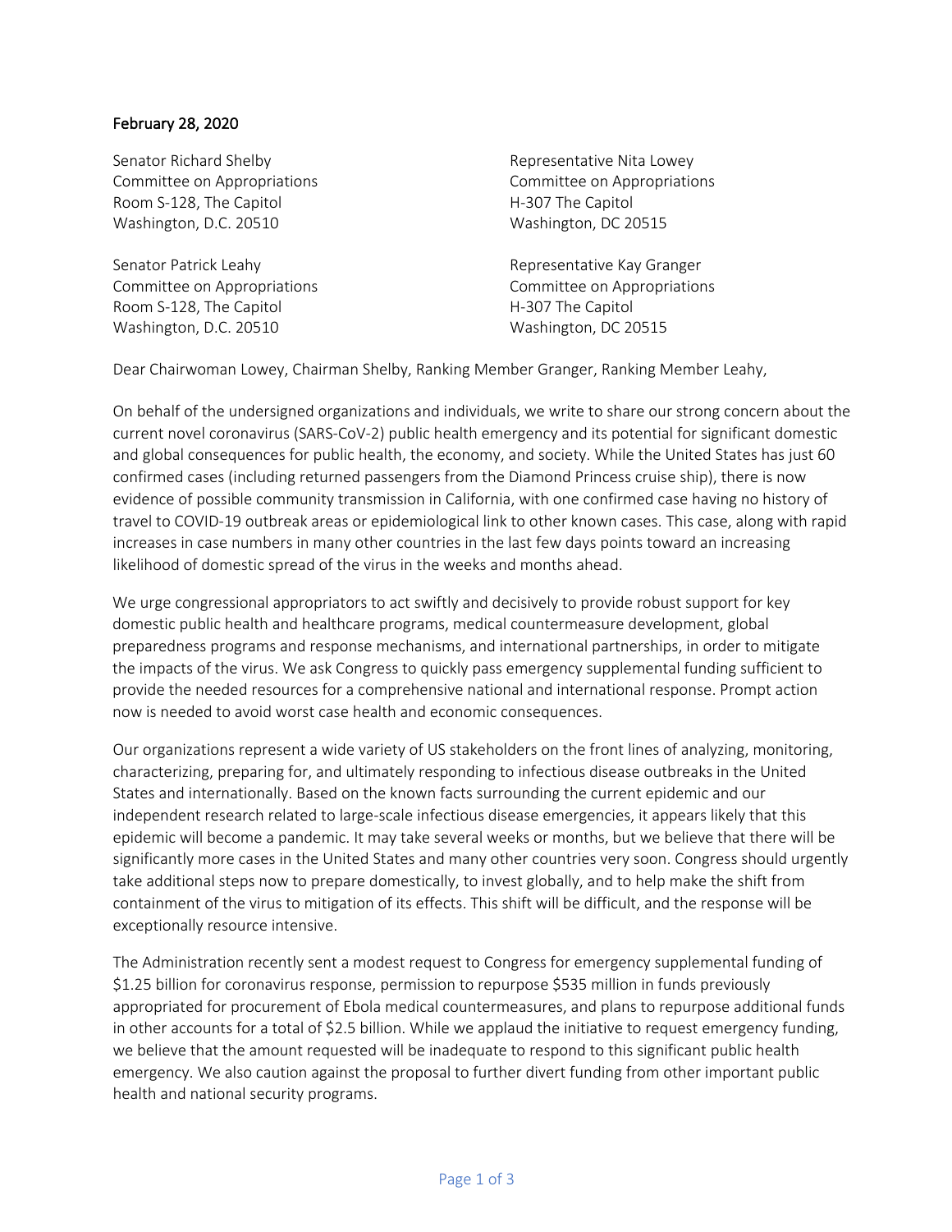February 28, 2020

Senator Richard Shelby
Committee on Appropriations
Room S-128, The Capitol
Washington, D.C. 20510

Senator Patrick Leahy
Committee on Appropriations
Room S-128, The Capitol
Washington, D.C. 20510

Representative Nita Lowey
Committee on Appropriations
H-307 The Capitol
Washington, DC 20515

Representative Kay Granger
Committee on Appropriations
H-307 The Capitol
Washington, DC 20515

Dear Chairwoman Lowey, Chairman Shelby, Ranking Member Granger, Ranking Member Leahy,

On behalf of the undersigned organizations and individuals, we write to share our strong concern about the current novel coronavirus (SARS-CoV-2) public health emergency and its potential for significant domestic and global consequences for public health, the economy, and society. While the United States has just 60 confirmed cases (including returned passengers from the Diamond Princess cruise ship), there is now evidence of possible community transmission in California, with one confirmed case having no history of travel to COVID-19 outbreak areas or epidemiological link to other known cases. This case, along with rapid increases in case numbers in many other countries in the last few days points toward an increasing likelihood of domestic spread of the virus in the weeks and months ahead.

We urge congressional appropriators to act swiftly and decisively to provide robust support for key domestic public health and healthcare programs, medical countermeasure development, global preparedness programs and response mechanisms, and international partnerships, in order to mitigate the impacts of the virus. We ask Congress to quickly pass emergency supplemental funding sufficient to provide the needed resources for a comprehensive national and international response. Prompt action now is needed to avoid worst case health and economic consequences.

Our organizations represent a wide variety of US stakeholders on the front lines of analyzing, monitoring, characterizing, preparing for, and ultimately responding to infectious disease outbreaks in the United States and internationally. Based on the known facts surrounding the current epidemic and our independent research related to large-scale infectious disease emergencies, it appears likely that this epidemic will become a pandemic. It may take several weeks or months, but we believe that there will be significantly more cases in the United States and many other countries very soon. Congress should urgently take additional steps now to prepare domestically, to invest globally, and to help make the shift from containment of the virus to mitigation of its effects. This shift will be difficult, and the response will be exceptionally resource intensive.

The Administration recently sent a modest request to Congress for emergency supplemental funding of $1.25 billion for coronavirus response, permission to repurpose $535 million in funds previously appropriated for procurement of Ebola medical countermeasures, and plans to repurpose additional funds in other accounts for a total of $2.5 billion. While we applaud the initiative to request emergency funding, we believe that the amount requested will be inadequate to respond to this significant public health emergency. We also caution against the proposal to further divert funding from other important public health and national security programs.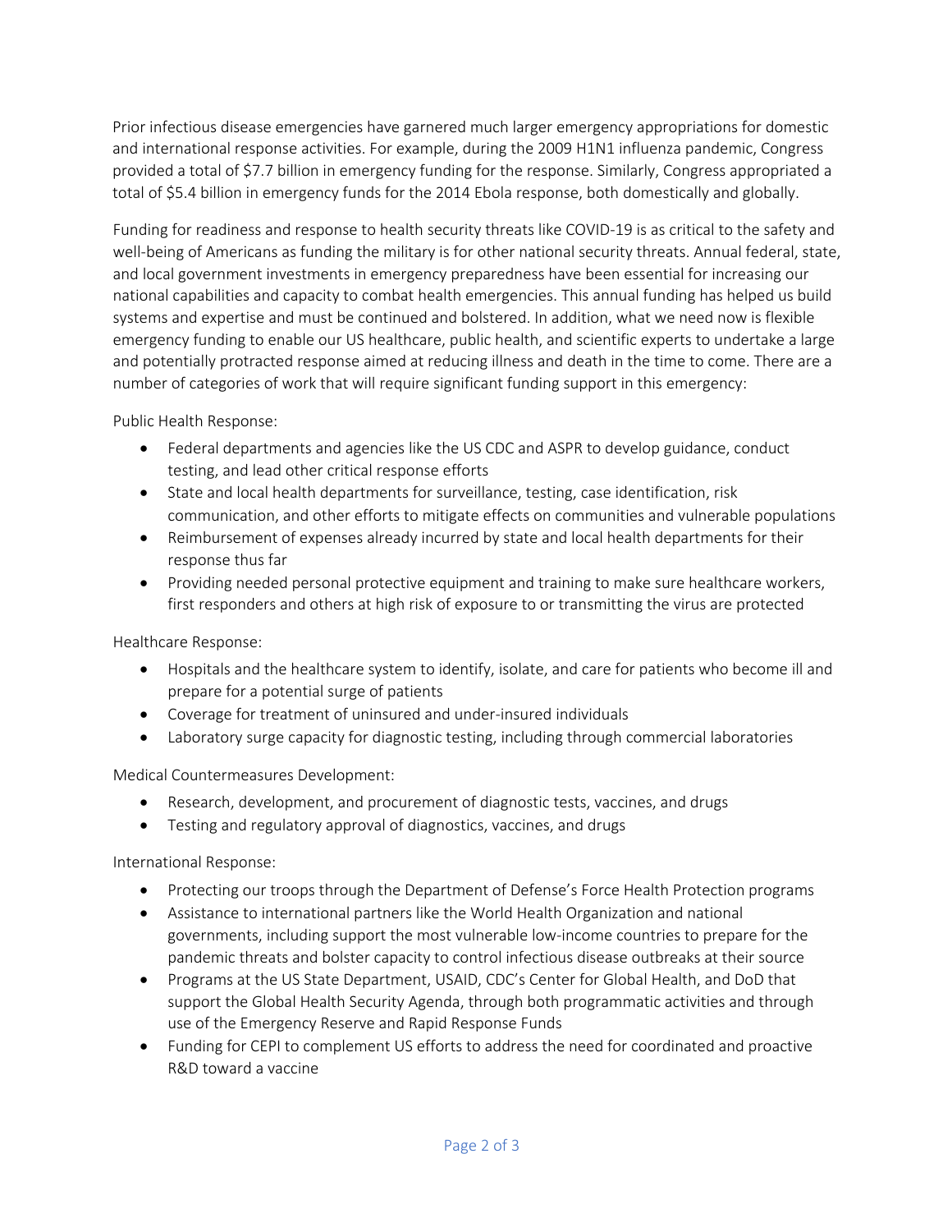Prior infectious disease emergencies have garnered much larger emergency appropriations for domestic and international response activities. For example, during the 2009 H1N1 influenza pandemic, Congress provided a total of $7.7 billion in emergency funding for the response. Similarly, Congress appropriated a total of $5.4 billion in emergency funds for the 2014 Ebola response, both domestically and globally.

Funding for readiness and response to health security threats like COVID-19 is as critical to the safety and well-being of Americans as funding the military is for other national security threats. Annual federal, state, and local government investments in emergency preparedness have been essential for increasing our national capabilities and capacity to combat health emergencies. This annual funding has helped us build systems and expertise and must be continued and bolstered. In addition, what we need now is flexible emergency funding to enable our US healthcare, public health, and scientific experts to undertake a large and potentially protracted response aimed at reducing illness and death in the time to come. There are a number of categories of work that will require significant funding support in this emergency:

Public Health Response:

- Federal departments and agencies like the US CDC and ASPR to develop guidance, conduct testing, and lead other critical response efforts
- State and local health departments for surveillance, testing, case identification, risk communication, and other efforts to mitigate effects on communities and vulnerable populations
- Reimbursement of expenses already incurred by state and local health departments for their response thus far
- Providing needed personal protective equipment and training to make sure healthcare workers, first responders and others at high risk of exposure to or transmitting the virus are protected

Healthcare Response:

- Hospitals and the healthcare system to identify, isolate, and care for patients who become ill and prepare for a potential surge of patients
- Coverage for treatment of uninsured and under-insured individuals
- Laboratory surge capacity for diagnostic testing, including through commercial laboratories

Medical Countermeasures Development:

- Research, development, and procurement of diagnostic tests, vaccines, and drugs
- Testing and regulatory approval of diagnostics, vaccines, and drugs

International Response:

- Protecting our troops through the Department of Defense's Force Health Protection programs
- Assistance to international partners like the World Health Organization and national governments, including support the most vulnerable low-income countries to prepare for the pandemic threats and bolster capacity to control infectious disease outbreaks at their source
- Programs at the US State Department, USAID, CDC's Center for Global Health, and DoD that support the Global Health Security Agenda, through both programmatic activities and through use of the Emergency Reserve and Rapid Response Funds
- Funding for CEPI to complement US efforts to address the need for coordinated and proactive R&D toward a vaccine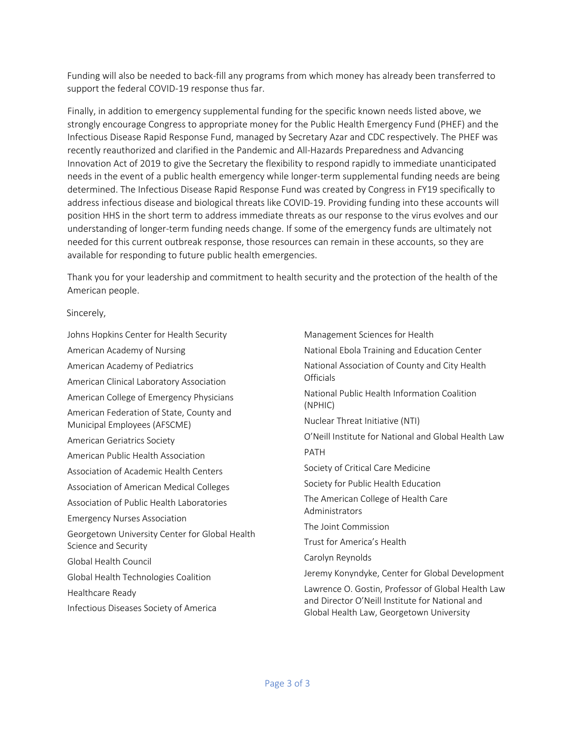Funding will also be needed to back-fill any programs from which money has already been transferred to support the federal COVID-19 response thus far.

Finally, in addition to emergency supplemental funding for the specific known needs listed above, we strongly encourage Congress to appropriate money for the Public Health Emergency Fund (PHEF) and the Infectious Disease Rapid Response Fund, managed by Secretary Azar and CDC respectively. The PHEF was recently reauthorized and clarified in the Pandemic and All-Hazards Preparedness and Advancing Innovation Act of 2019 to give the Secretary the flexibility to respond rapidly to immediate unanticipated needs in the event of a public health emergency while longer-term supplemental funding needs are being determined. The Infectious Disease Rapid Response Fund was created by Congress in FY19 specifically to address infectious disease and biological threats like COVID-19. Providing funding into these accounts will position HHS in the short term to address immediate threats as our response to the virus evolves and our understanding of longer-term funding needs change. If some of the emergency funds are ultimately not needed for this current outbreak response, those resources can remain in these accounts, so they are available for responding to future public health emergencies.

Thank you for your leadership and commitment to health security and the protection of the health of the American people.

Sincerely,

Johns Hopkins Center for Health Security
American Academy of Nursing
American Academy of Pediatrics
American Clinical Laboratory Association
American College of Emergency Physicians
American Federation of State, County and Municipal Employees (AFSCME)
American Geriatrics Society
American Public Health Association
Association of Academic Health Centers
Association of American Medical Colleges
Association of Public Health Laboratories
Emergency Nurses Association
Georgetown University Center for Global Health Science and Security
Global Health Council
Global Health Technologies Coalition
Healthcare Ready
Infectious Diseases Society of America
Management Sciences for Health
National Ebola Training and Education Center
National Association of County and City Health Officials
National Public Health Information Coalition (NPHIC)
Nuclear Threat Initiative (NTI)
O'Neill Institute for National and Global Health Law
PATH
Society of Critical Care Medicine
Society for Public Health Education
The American College of Health Care Administrators
The Joint Commission
Trust for America's Health
Carolyn Reynolds
Jeremy Konyndyke, Center for Global Development
Lawrence O. Gostin, Professor of Global Health Law and Director O'Neill Institute for National and Global Health Law, Georgetown University